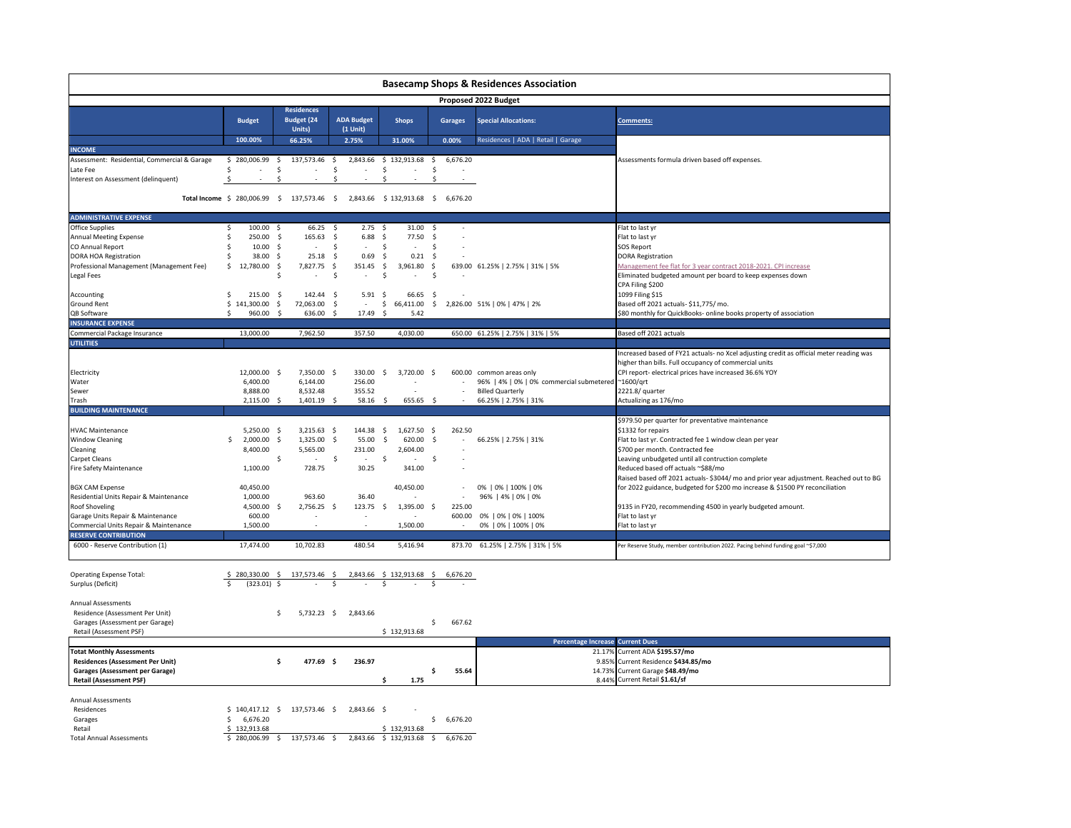# Basecamp Shops & Residences Association

## Proposed 2022 Budget

| | Budget | Residences Budget (24 Units) | ADA Budget (1 Unit) | Shops | Garages | Special Allocations: | Comments: |
|---|---|---|---|---|---|---|---|
| | 100.00% | 66.25% | 2.75% | 31.00% | 0.00% | Residences \| ADA \| Retail \| Garage | |
| **INCOME** | | | | | | | |
| Assessment: Residential, Commercial & Garage | $ 280,006.99 | $ 137,573.46 | $ 2,843.66 | $ 132,913.68 | $ 6,676.20 | | Assessments formula driven based off expenses. |
| Late Fee | $ - | $ - | $ - | $ - | $ - | | |
| Interest on Assessment (delinquent) | $ - | $ - | $ - | $ - | $ - | | |
| **Total Income** | $ 280,006.99 | $ 137,573.46 | $ 2,843.66 | $ 132,913.68 | $ 6,676.20 | | |
| **ADMINISTRATIVE EXPENSE** | | | | | | | |
| Office Supplies | $ 100.00 | $ 66.25 | $ 2.75 | $ 31.00 | $ - | | Flat to last yr |
| Annual Meeting Expense | $ 250.00 | $ 165.63 | $ 6.88 | $ 77.50 | $ - | | Flat to last yr |
| CO Annual Report | $ 10.00 | $ - | $ - | $ - | $ - | | SOS Report |
| DORA HOA Registration | $ 38.00 | $ 25.18 | $ 0.69 | $ 0.21 | $ - | | DORA Registration |
| Professional Management (Management Fee) | $ 12,780.00 | $ 7,827.75 | $ 351.45 | $ 3,961.80 | $ 639.00 | 61.25% \| 2.75% \| 31% \| 5% | Management fee flat for 3 year contract 2018-2021. CPI increase |
| Legal Fees | | $ - | $ - | $ - | $ - | | Eliminated budgeted amount per board to keep expenses down |
| Accounting | $ 215.00 | $ 142.44 | $ 5.91 | $ 66.65 | $ - | | CPA Filing $200<br>1099 Filing $15 |
| Ground Rent | $ 141,300.00 | $ 72,063.00 | $ - | $ 66,411.00 | $ 2,826.00 | 51% \| 0% \| 47% \| 2% | Based off 2021 actuals- $11,775/ mo. |
| QB Software | $ 960.00 | $ 636.00 | $ 17.49 | $ 5.42 | | | $80 monthly for QuickBooks- online books property of association |
| **INSURANCE EXPENSE** | | | | | | | |
| Commercial Package Insurance | 13,000.00 | 7,962.50 | 357.50 | 4,030.00 | 650.00 | 61.25% \| 2.75% \| 31% \| 5% | Based off 2021 actuals |
| **UTILITIES** | | | | | | | |
| Electricity | 12,000.00 | $ 7,350.00 | $ 330.00 | $ 3,720.00 | $ 600.00 | common areas only | Increased based of FY21 actuals- no Xcel adjusting credit as official meter reading was higher than bills. Full occupancy of commercial units<br>CPI report- electrical prices have increased 36.6% YOY |
| Water | 6,400.00 | 6,144.00 | 256.00 | - | - | 96% \| 4% \| 0% \| 0% commercial submetered | ~1600/qrt |
| Sewer | 8,888.00 | 8,532.48 | 355.52 | - | - | Billed Quarterly | 2221.8/ quarter |
| Trash | 2,115.00 | $ 1,401.19 | $ 58.16 | $ 655.65 | $ - | 66.25% \| 2.75% \| 31% | Actualizing as 176/mo |
| **BUILDING MAINTENANCE** | | | | | | | |
| HVAC Maintenance | 5,250.00 | $ 3,215.63 | $ 144.38 | $ 1,627.50 | $ 262.50 | | $979.50 per quarter for preventative maintenance<br>$1332 for repairs |
| Window Cleaning | $ 2,000.00 | $ 1,325.00 | $ 55.00 | $ 620.00 | $ - | 66.25% \| 2.75% \| 31% | Flat to last yr. Contracted fee 1 window clean per year |
| Cleaning | 8,400.00 | 5,565.00 | 231.00 | 2,604.00 | - | | $700 per month. Contracted fee |
| Carpet Cleans | | $ - | $ - | $ - | $ - | | Leaving unbudgeted until all contruction complete |
| Fire Safety Maintenance | 1,100.00 | 728.75 | 30.25 | 341.00 | - | | Reduced based off actuals ~$88/mo |
| BGX CAM Expense | 40,450.00 | | | 40,450.00 | - | 0% \| 0% \| 100% \| 0% | Raised based off 2021 actuals- $3044/ mo and prior year adjustment. Reached out to BG for 2022 guidance, budgeted for $200 mo increase & $1500 PY reconciliation |
| Residential Units Repair & Maintenance | 1,000.00 | 963.60 | 36.40 | - | - | 96% \| 4% \| 0% \| 0% | |
| Roof Shoveling | 4,500.00 | $ 2,756.25 | $ 123.75 | $ 1,395.00 | $ 225.00 | | 9135 in FY20, recommending 4500 in yearly budgeted amount. |
| Garage Units Repair & Maintenance | 600.00 | - | - | - | 600.00 | 0% \| 0% \| 0% \| 100% | Flat to last yr |
| Commercial Units Repair & Maintenance | 1,500.00 | - | - | 1,500.00 | - | 0% \| 0% \| 100% \| 0% | Flat to last yr |
| **RESERVE CONTRIBUTION** | | | | | | | |
| 6000 - Reserve Contribution (1) | 17,474.00 | 10,702.83 | 480.54 | 5,416.94 | 873.70 | 61.25% \| 2.75% \| 31% \| 5% | Per Reserve Study, member contribution 2022. Pacing behind funding goal ~$7,000 |

| | Budget | Residences | ADA | Shops | Garages |
|---|---|---|---|---|---|
| Operating Expense Total: | $ 280,330.00 | $ 137,573.46 | $ 2,843.66 | $ 132,913.68 | $ 6,676.20 |
| Surplus (Deficit) | $ (323.01) | $ - | $ - | $ - | $ - |
| **Annual Assessments** | | | | | |
| Residence (Assessment Per Unit) | | $ 5,732.23 | $ 2,843.66 | | |
| Garages (Assessment per Garage) | | | | | $ 667.62 |
| Retail (Assessment PSF) | | | | $ 132,913.68 | |

| **Totat Monthly Assessments** | Residences | ADA | Shops | Garages | Percentage Increase | Current Dues |
|---|---|---|---|---|---|---|
| **Residences (Assessment Per Unit)** | **$ 477.69** | **$ 236.97** | | | 21.17% | Current ADA **$195.57/mo** |
| **Garages (Assessment per Garage)** | | | | **$ 55.64** | 9.85% | Current Residence **$434.85/mo** |
| **Retail (Assessment PSF)** | | | **$ 1.75** | | 14.73% | Current Garage **$48.49/mo** |
| | | | | | 8.44% | Current Retail **$1.61/sf** |

| Annual Assessments | Total | Residences | ADA | Shops | Garages |
|---|---|---|---|---|---|
| Residences | $ 140,417.12 | $ 137,573.46 | $ 2,843.66 | $ - | |
| Garages | $ 6,676.20 | | | | $ 6,676.20 |
| Retail | $ 132,913.68 | | | $ 132,913.68 | |
| Total Annual Assessments | $ 280,006.99 | $ 137,573.46 | $ 2,843.66 | $ 132,913.68 | $ 6,676.20 |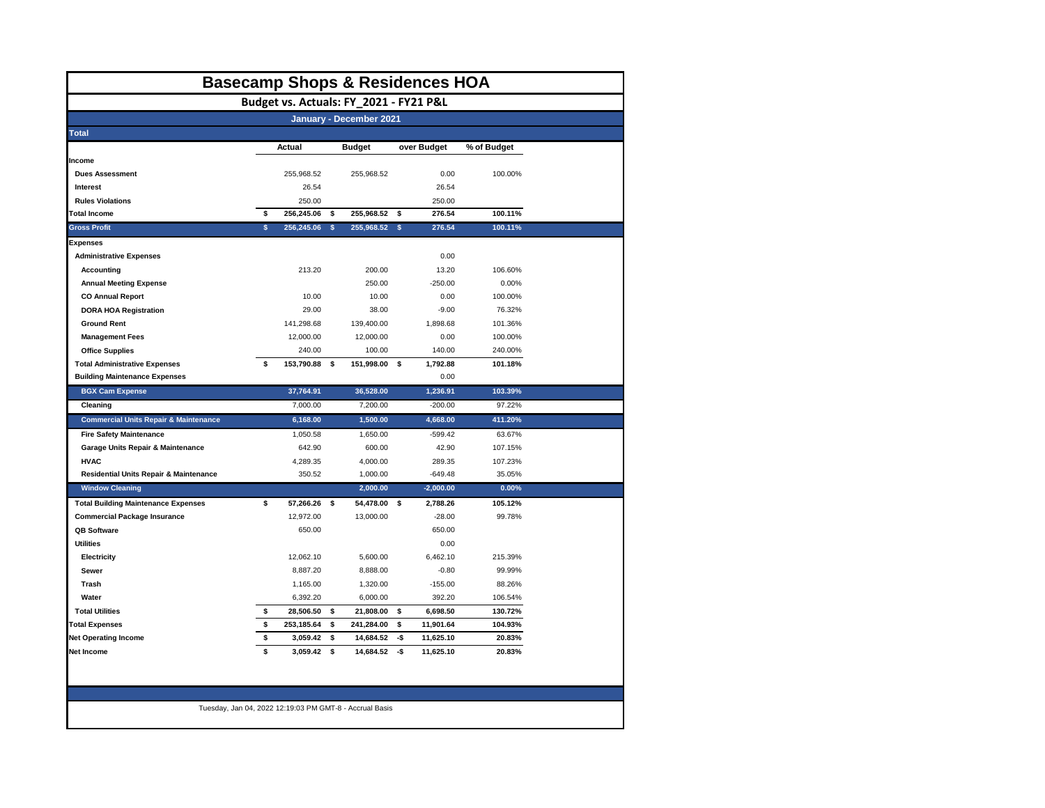# Basecamp Shops & Residences HOA

## Budget vs. Actuals: FY_2021 - FY21 P&L

### January - December 2021

**Total**

| | Actual | Budget | over Budget | % of Budget |
|---|---|---|---|---|
| **Income** | | | | |
| **Dues Assessment** | 255,968.52 | 255,968.52 | 0.00 | 100.00% |
| **Interest** | 26.54 | | 26.54 | |
| **Rules Violations** | 250.00 | | 250.00 | |
| **Total Income** | **$ 256,245.06** | **$ 255,968.52** | **$ 276.54** | **100.11%** |
| **Gross Profit** | **$ 256,245.06** | **$ 255,968.52** | **$ 276.54** | **100.11%** |
| **Expenses** | | | | |
| **Administrative Expenses** | | | 0.00 | |
| **Accounting** | 213.20 | 200.00 | 13.20 | 106.60% |
| **Annual Meeting Expense** | | 250.00 | -250.00 | 0.00% |
| **CO Annual Report** | 10.00 | 10.00 | 0.00 | 100.00% |
| **DORA HOA Registration** | 29.00 | 38.00 | -9.00 | 76.32% |
| **Ground Rent** | 141,298.68 | 139,400.00 | 1,898.68 | 101.36% |
| **Management Fees** | 12,000.00 | 12,000.00 | 0.00 | 100.00% |
| **Office Supplies** | 240.00 | 100.00 | 140.00 | 240.00% |
| **Total Administrative Expenses** | **$ 153,790.88** | **$ 151,998.00** | **$ 1,792.88** | **101.18%** |
| **Building Maintenance Expenses** | | | 0.00 | |
| **BGX Cam Expense** | 37,764.91 | 36,528.00 | 1,236.91 | 103.39% |
| **Cleaning** | 7,000.00 | 7,200.00 | -200.00 | 97.22% |
| **Commercial Units Repair & Maintenance** | 6,168.00 | 1,500.00 | 4,668.00 | 411.20% |
| **Fire Safety Maintenance** | 1,050.58 | 1,650.00 | -599.42 | 63.67% |
| **Garage Units Repair & Maintenance** | 642.90 | 600.00 | 42.90 | 107.15% |
| **HVAC** | 4,289.35 | 4,000.00 | 289.35 | 107.23% |
| **Residential Units Repair & Maintenance** | 350.52 | 1,000.00 | -649.48 | 35.05% |
| **Window Cleaning** | | 2,000.00 | -2,000.00 | 0.00% |
| **Total Building Maintenance Expenses** | **$ 57,266.26** | **$ 54,478.00** | **$ 2,788.26** | **105.12%** |
| **Commercial Package Insurance** | 12,972.00 | 13,000.00 | -28.00 | 99.78% |
| **QB Software** | 650.00 | | 650.00 | |
| **Utilities** | | | 0.00 | |
| **Electricity** | 12,062.10 | 5,600.00 | 6,462.10 | 215.39% |
| **Sewer** | 8,887.20 | 8,888.00 | -0.80 | 99.99% |
| **Trash** | 1,165.00 | 1,320.00 | -155.00 | 88.26% |
| **Water** | 6,392.20 | 6,000.00 | 392.20 | 106.54% |
| **Total Utilities** | **$ 28,506.50** | **$ 21,808.00** | **$ 6,698.50** | **130.72%** |
| **Total Expenses** | **$ 253,185.64** | **$ 241,284.00** | **$ 11,901.64** | **104.93%** |
| **Net Operating Income** | **$ 3,059.42** | **$ 14,684.52** | **-$ 11,625.10** | **20.83%** |
| **Net Income** | **$ 3,059.42** | **$ 14,684.52** | **-$ 11,625.10** | **20.83%** |

Tuesday, Jan 04, 2022 12:19:03 PM GMT-8 - Accrual Basis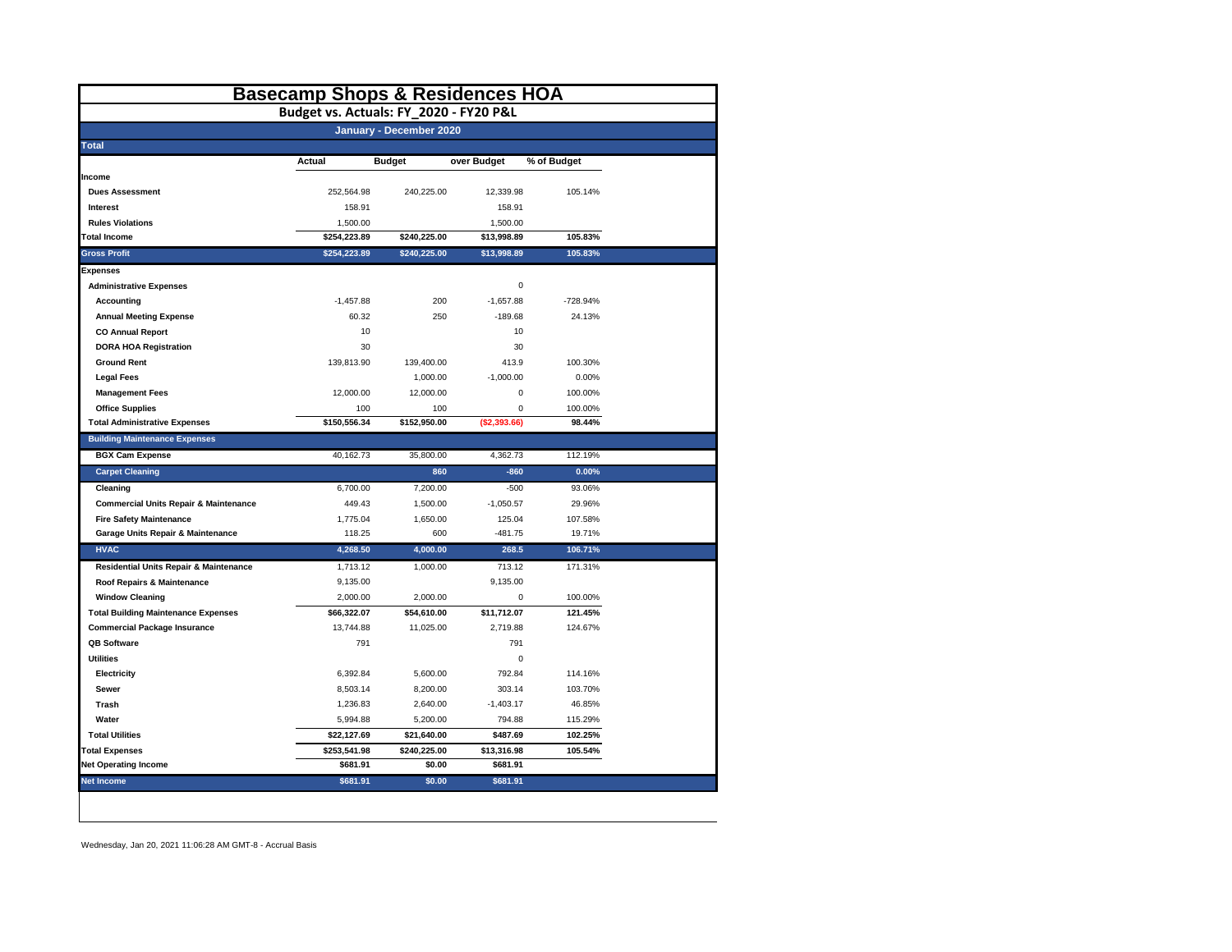# Basecamp Shops & Residences HOA

## Budget vs. Actuals: FY_2020 - FY20 P&L

### January - December 2020

| Total | Actual | Budget | over Budget | % of Budget |
|---|---|---|---|---|
| **Income** | | | | |
| **Dues Assessment** | 252,564.98 | 240,225.00 | 12,339.98 | 105.14% |
| **Interest** | 158.91 | | 158.91 | |
| **Rules Violations** | 1,500.00 | | 1,500.00 | |
| **Total Income** | **$254,223.89** | **$240,225.00** | **$13,998.89** | **105.83%** |
| **Gross Profit** | **$254,223.89** | **$240,225.00** | **$13,998.89** | **105.83%** |
| **Expenses** | | | | |
| **Administrative Expenses** | | | 0 | |
| **Accounting** | -1,457.88 | 200 | -1,657.88 | -728.94% |
| **Annual Meeting Expense** | 60.32 | 250 | -189.68 | 24.13% |
| **CO Annual Report** | 10 | | 10 | |
| **DORA HOA Registration** | 30 | | 30 | |
| **Ground Rent** | 139,813.90 | 139,400.00 | 413.9 | 100.30% |
| **Legal Fees** | | 1,000.00 | -1,000.00 | 0.00% |
| **Management Fees** | 12,000.00 | 12,000.00 | 0 | 100.00% |
| **Office Supplies** | 100 | 100 | 0 | 100.00% |
| **Total Administrative Expenses** | **$150,556.34** | **$152,950.00** | **($2,393.66)** | **98.44%** |
| **Building Maintenance Expenses** | | | | |
| **BGX Cam Expense** | 40,162.73 | 35,800.00 | 4,362.73 | 112.19% |
| **Carpet Cleaning** | | 860 | -860 | 0.00% |
| **Cleaning** | 6,700.00 | 7,200.00 | -500 | 93.06% |
| **Commercial Units Repair & Maintenance** | 449.43 | 1,500.00 | -1,050.57 | 29.96% |
| **Fire Safety Maintenance** | 1,775.04 | 1,650.00 | 125.04 | 107.58% |
| **Garage Units Repair & Maintenance** | 118.25 | 600 | -481.75 | 19.71% |
| **HVAC** | 4,268.50 | 4,000.00 | 268.5 | 106.71% |
| **Residential Units Repair & Maintenance** | 1,713.12 | 1,000.00 | 713.12 | 171.31% |
| **Roof Repairs & Maintenance** | 9,135.00 | | 9,135.00 | |
| **Window Cleaning** | 2,000.00 | 2,000.00 | 0 | 100.00% |
| **Total Building Maintenance Expenses** | **$66,322.07** | **$54,610.00** | **$11,712.07** | **121.45%** |
| **Commercial Package Insurance** | 13,744.88 | 11,025.00 | 2,719.88 | 124.67% |
| **QB Software** | 791 | | 791 | |
| **Utilities** | | | 0 | |
| **Electricity** | 6,392.84 | 5,600.00 | 792.84 | 114.16% |
| **Sewer** | 8,503.14 | 8,200.00 | 303.14 | 103.70% |
| **Trash** | 1,236.83 | 2,640.00 | -1,403.17 | 46.85% |
| **Water** | 5,994.88 | 5,200.00 | 794.88 | 115.29% |
| **Total Utilities** | **$22,127.69** | **$21,640.00** | **$487.69** | **102.25%** |
| **Total Expenses** | **$253,541.98** | **$240,225.00** | **$13,316.98** | **105.54%** |
| **Net Operating Income** | **$681.91** | **$0.00** | **$681.91** | |
| **Net Income** | **$681.91** | **$0.00** | **$681.91** | |

Wednesday, Jan 20, 2021 11:06:28 AM GMT-8 - Accrual Basis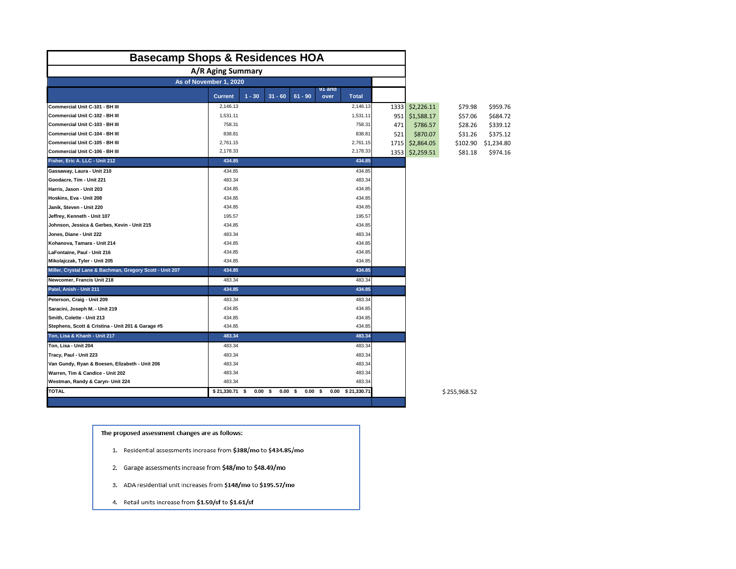# Basecamp Shops & Residences HOA

## A/R Aging Summary

As of November 1, 2020

| | Current | 1 - 30 | 31 - 60 | 61 - 90 | 91 and over | Total | | | | |
|---|---|---|---|---|---|---|---|---|---|---|
| Commercial Unit C-101 - BH III | 2,146.13 | | | | | 2,146.13 | 1333 | $2,226.11 | $79.98 | $959.76 |
| Commercial Unit C-102 - BH III | 1,531.11 | | | | | 1,531.11 | 951 | $1,588.17 | $57.06 | $684.72 |
| Commercial Unit C-103 - BH III | 758.31 | | | | | 758.31 | 471 | $786.57 | $28.26 | $339.12 |
| Commercial Unit C-104 - BH III | 838.81 | | | | | 838.81 | 521 | $870.07 | $31.26 | $375.12 |
| Commercial Unit C-105 - BH III | 2,761.15 | | | | | 2,761.15 | 1715 | $2,864.05 | $102.90 | $1,234.80 |
| Commercial Unit C-106 - BH III | 2,178.33 | | | | | 2,178.33 | 1353 | $2,259.51 | $81.18 | $974.16 |
| Fisher, Eric A. LLC - Unit 212 | 434.85 | | | | | 434.85 | | | | |
| Gassaway, Laura - Unit 210 | 434.85 | | | | | 434.85 | | | | |
| Goodacre, Tim - Unit 221 | 483.34 | | | | | 483.34 | | | | |
| Harris, Jason - Unit 203 | 434.85 | | | | | 434.85 | | | | |
| Hoskins, Eva - Unit 208 | 434.85 | | | | | 434.85 | | | | |
| Janik, Steven - Unit 220 | 434.85 | | | | | 434.85 | | | | |
| Jeffrey, Kenneth - Unit 107 | 195.57 | | | | | 195.57 | | | | |
| Johnson, Jessica & Gerbes, Kevin - Unit 215 | 434.85 | | | | | 434.85 | | | | |
| Jones, Diane - Unit 222 | 483.34 | | | | | 483.34 | | | | |
| Kohanova, Tamara - Unit 214 | 434.85 | | | | | 434.85 | | | | |
| LaFontaine, Paul - Unit 216 | 434.85 | | | | | 434.85 | | | | |
| Mikolajczak, Tyler - Unit 205 | 434.85 | | | | | 434.85 | | | | |
| Miller, Crystal Lane & Bachman, Gregory Scott - Unit 207 | 434.85 | | | | | 434.85 | | | | |
| Newcomer, Francis Unit 218 | 483.34 | | | | | 483.34 | | | | |
| Patel, Anish - Unit 211 | 434.85 | | | | | 434.85 | | | | |
| Peterson, Craig - Unit 209 | 483.34 | | | | | 483.34 | | | | |
| Saracini, Joseph M. - Unit 219 | 434.85 | | | | | 434.85 | | | | |
| Smith, Colette - Unit 213 | 434.85 | | | | | 434.85 | | | | |
| Stephens, Scott & Cristina - Unit 201 & Garage #5 | 434.85 | | | | | 434.85 | | | | |
| Ton, Lisa & Khanh - Unit 217 | 483.34 | | | | | 483.34 | | | | |
| Ton, Lisa - Unit 204 | 483.34 | | | | | 483.34 | | | | |
| Tracy, Paul - Unit 223 | 483.34 | | | | | 483.34 | | | | |
| Van Gundy, Ryan & Boesen, Elizabeth - Unit 206 | 483.34 | | | | | 483.34 | | | | |
| Warren, Tim & Candice - Unit 202 | 483.34 | | | | | 483.34 | | | | |
| Westman, Randy & Caryn- Unit 224 | 483.34 | | | | | 483.34 | | | | |
| TOTAL | $ 21,330.71 | $ 0.00 | $ 0.00 | $ 0.00 | $ 0.00 | $ 21,330.71 | | | $ 255,968.52 | |

The proposed assessment changes are as follows:

1. Residential assessments increase from **$388/mo** to **$434.85/mo**
2. Garage assessments increase from **$48/mo** to **$48.49/mo**
3. ADA residential unit increases from **$148/mo** to **$195.57/mo**
4. Retail units increase from **$1.59/sf** to **$1.61/sf**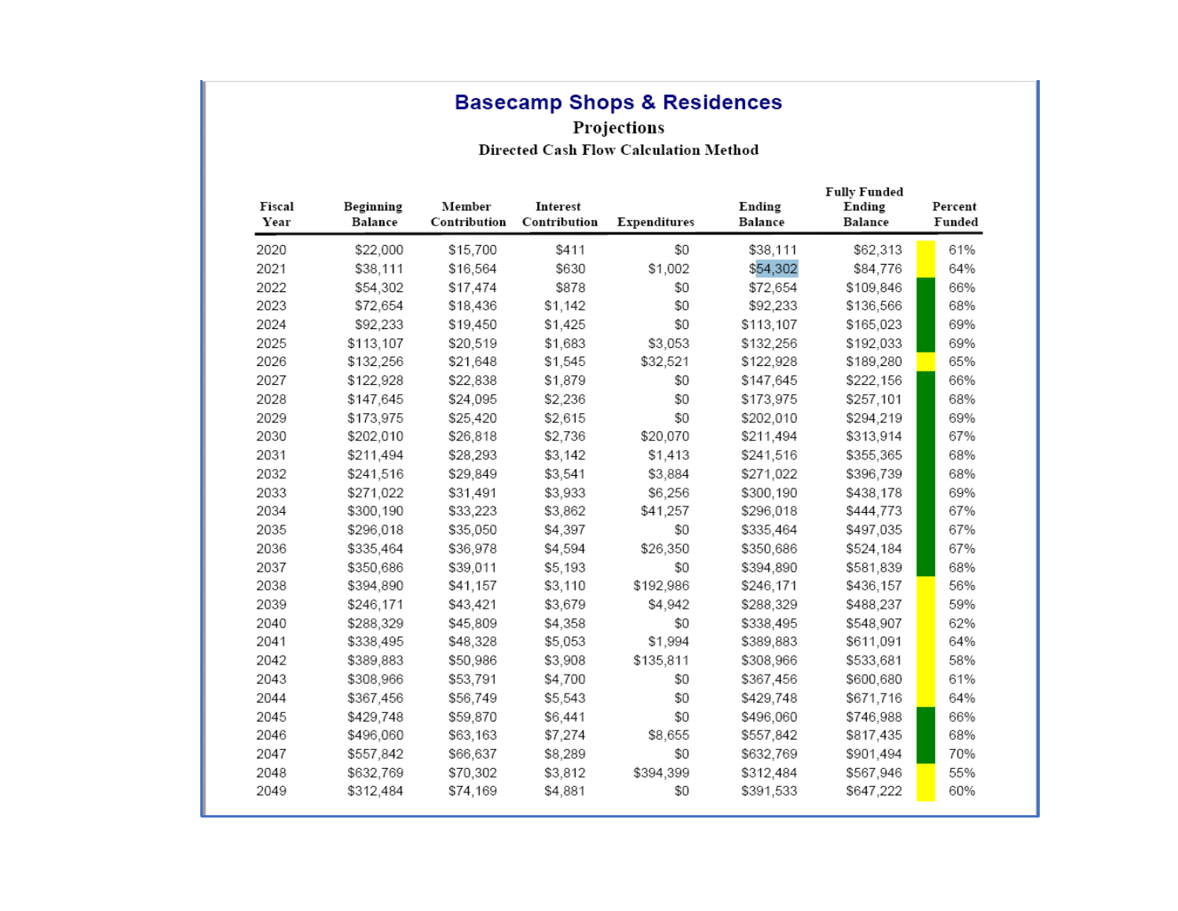# Basecamp Shops & Residences

## Projections

### Directed Cash Flow Calculation Method

| Fiscal Year | Beginning Balance | Member Contribution | Interest Contribution | Expenditures | Ending Balance | Fully Funded Ending Balance | Percent Funded |
|---|---|---|---|---|---|---|---|
| 2020 | $22,000 | $15,700 | $411 | $0 | $38,111 | $62,313 | 61% |
| 2021 | $38,111 | $16,564 | $630 | $1,002 | $54,302 | $84,776 | 64% |
| 2022 | $54,302 | $17,474 | $878 | $0 | $72,654 | $109,846 | 66% |
| 2023 | $72,654 | $18,436 | $1,142 | $0 | $92,233 | $136,566 | 68% |
| 2024 | $92,233 | $19,450 | $1,425 | $0 | $113,107 | $165,023 | 69% |
| 2025 | $113,107 | $20,519 | $1,683 | $3,053 | $132,256 | $192,033 | 69% |
| 2026 | $132,256 | $21,648 | $1,545 | $32,521 | $122,928 | $189,280 | 65% |
| 2027 | $122,928 | $22,838 | $1,879 | $0 | $147,645 | $222,156 | 66% |
| 2028 | $147,645 | $24,095 | $2,236 | $0 | $173,975 | $257,101 | 68% |
| 2029 | $173,975 | $25,420 | $2,615 | $0 | $202,010 | $294,219 | 69% |
| 2030 | $202,010 | $26,818 | $2,736 | $20,070 | $211,494 | $313,914 | 67% |
| 2031 | $211,494 | $28,293 | $3,142 | $1,413 | $241,516 | $355,365 | 68% |
| 2032 | $241,516 | $29,849 | $3,541 | $3,884 | $271,022 | $396,739 | 68% |
| 2033 | $271,022 | $31,491 | $3,933 | $6,256 | $300,190 | $438,178 | 69% |
| 2034 | $300,190 | $33,223 | $3,862 | $41,257 | $296,018 | $444,773 | 67% |
| 2035 | $296,018 | $35,050 | $4,397 | $0 | $335,464 | $497,035 | 67% |
| 2036 | $335,464 | $36,978 | $4,594 | $26,350 | $350,686 | $524,184 | 67% |
| 2037 | $350,686 | $39,011 | $5,193 | $0 | $394,890 | $581,839 | 68% |
| 2038 | $394,890 | $41,157 | $3,110 | $192,986 | $246,171 | $436,157 | 56% |
| 2039 | $246,171 | $43,421 | $3,679 | $4,942 | $288,329 | $488,237 | 59% |
| 2040 | $288,329 | $45,809 | $4,358 | $0 | $338,495 | $548,907 | 62% |
| 2041 | $338,495 | $48,328 | $5,053 | $1,994 | $389,883 | $611,091 | 64% |
| 2042 | $389,883 | $50,986 | $3,908 | $135,811 | $308,966 | $533,681 | 58% |
| 2043 | $308,966 | $53,791 | $4,700 | $0 | $367,456 | $600,680 | 61% |
| 2044 | $367,456 | $56,749 | $5,543 | $0 | $429,748 | $671,716 | 64% |
| 2045 | $429,748 | $59,870 | $6,441 | $0 | $496,060 | $746,988 | 66% |
| 2046 | $496,060 | $63,163 | $7,274 | $8,655 | $557,842 | $817,435 | 68% |
| 2047 | $557,842 | $66,637 | $8,289 | $0 | $632,769 | $901,494 | 70% |
| 2048 | $632,769 | $70,302 | $3,812 | $394,399 | $312,484 | $567,946 | 55% |
| 2049 | $312,484 | $74,169 | $4,881 | $0 | $391,533 | $647,222 | 60% |